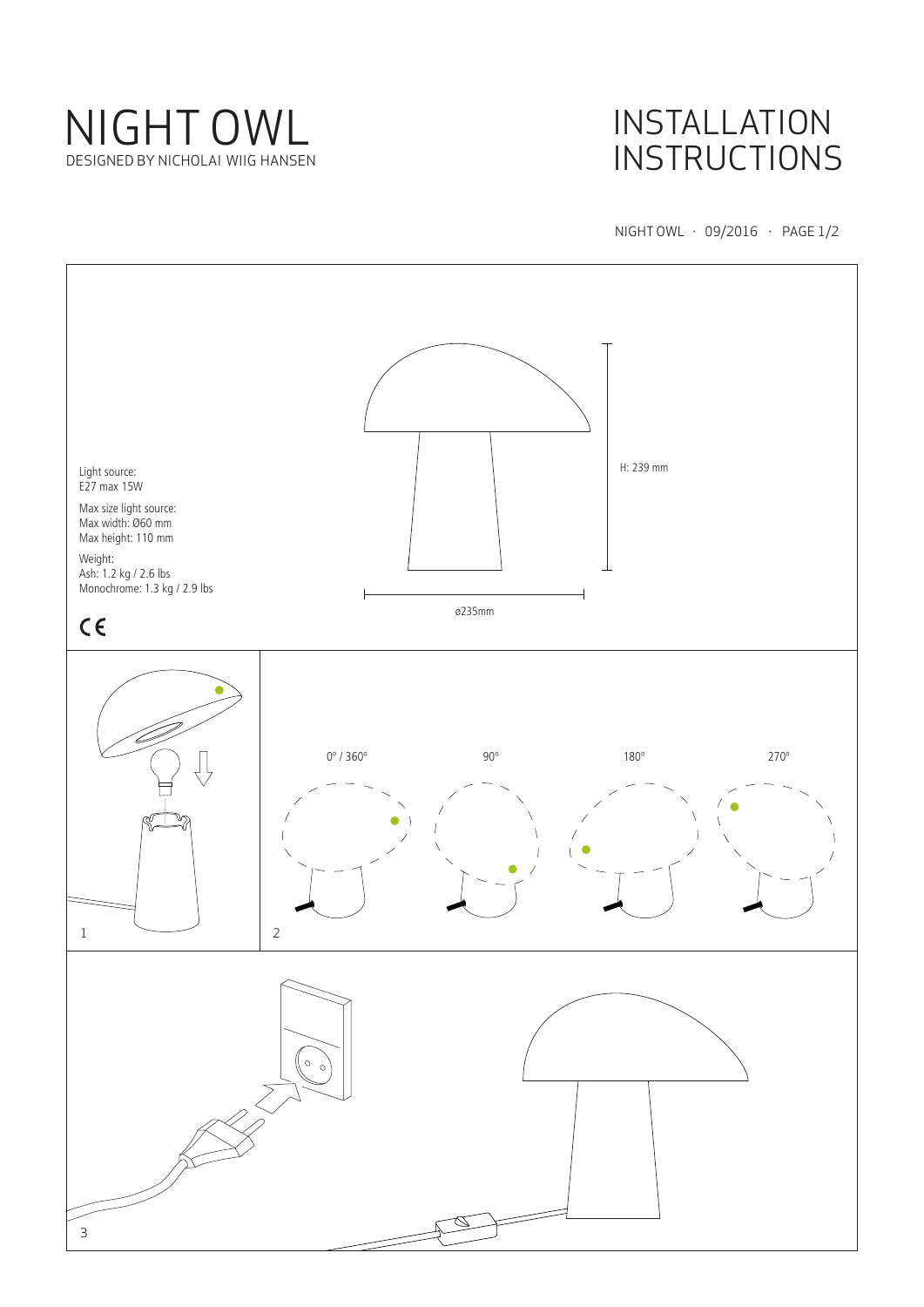# NIGHT OWL

DESIGNED BY NICHOLAI WIIG HANSEN

# INSTALLATION INSTRUCTIONS

Light source:
E27 max 15W

Max size light source:
Max width: Ø60 mm
Max height: 110 mm

Weight:
Ash: 1.2 kg / 2.6 lbs
Monochrome: 1.3 kg / 2.9 lbs

CE

H: 239 mm

ø235mm

1

2

0° / 360°  90°  180°  270°

3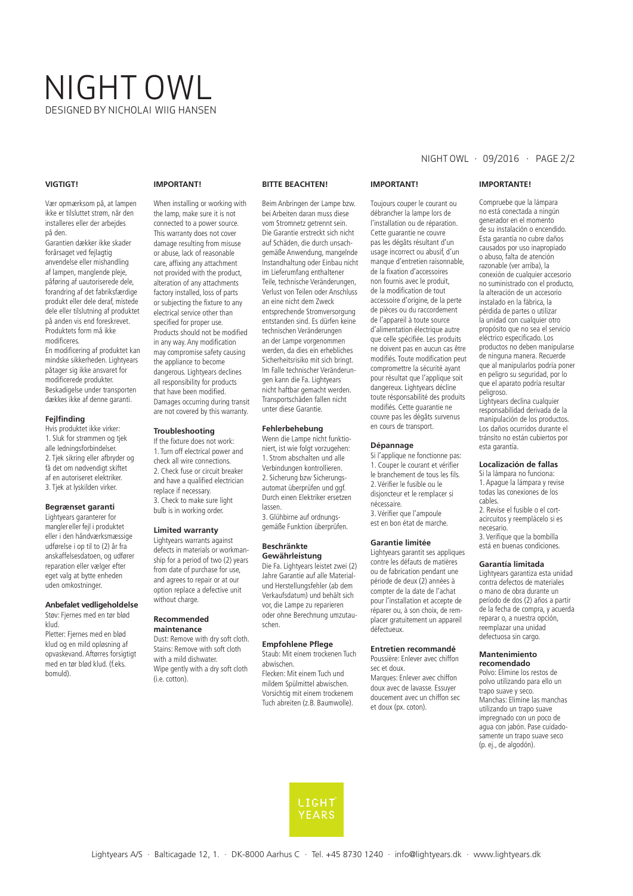# NIGHT OWL

DESIGNED BY NICHOLAI WIIG HANSEN

NIGHT OWL · 09/2016

**VIGTIGT!**

Vær opmærksom på, at lampen ikke er tilsluttet strøm, når den installeres eller der arbejdes på den.
Garantien dækker ikke skader forårsaget ved fejlagtig anvendelse eller mishandling af lampen, manglende pleje, påføring af uautoriserede dele, forandring af det fabriksfærdige produkt eller dele deraf, mistede dele eller tilslutning af produktet på anden vis end foreskrevet. Produktets form må ikke modificeres.
En modificering af produktet kan mindske sikkerheden. Lightyears påtager sig ikke ansvaret for modificerede produkter. Beskadigelse under transporten dækkes ikke af denne garanti.

**Fejlfinding**

Hvis produktet ikke virker:
1. Sluk for strømmen og tjek alle ledningsforbindelser.
2. Tjek sikring eller afbryder og få det om nødvendigt skiftet af en autoriseret elektriker.
3. Tjek at lyskilden virker.

**Begrænset garanti**

Lightyears garanterer for mangler eller fejl i produktet eller i den håndværksmæssige udførelse i op til to (2) år fra anskaffelsesdatoen, og udfører reparation eller vælger efter eget valg at bytte enheden uden omkostninger.

**Anbefalet vedligeholdelse**

Støv: Fjernes med en tør blød klud.
Pletter: Fjernes med en blød klud og en mild opløsning af opvaskevand. Aftørres forsigtigt med en tør blød klud. (f.eks. bomuld).

**IMPORTANT!**

When installing or working with the lamp, make sure it is not connected to a power source. This warranty does not cover damage resulting from misuse or abuse, lack of reasonable care, affixing any attachment not provided with the product, alteration of any attachments factory installed, loss of parts or subjecting the fixture to any electrical service other than specified for proper use. Products should not be modified in any way. Any modification may compromise safety causing the appliance to become dangerous. Lightyears declines all responsibility for products that have been modified. Damages occurring during transit are not covered by this warranty.

**Troubleshooting**

If the fixture does not work:
1. Turn off electrical power and check all wire connections.
2. Check fuse or circuit breaker and have a qualified electrician replace if necessary.
3. Check to make sure light bulb is in working order.

**Limited warranty**

Lightyears warrants against defects in materials or workmanship for a period of two (2) years from date of purchase for use, and agrees to repair or at our option replace a defective unit without charge.

**Recommended maintenance**

Dust: Remove with dry soft cloth.
Stains: Remove with soft cloth with a mild dishwater.
Wipe gently with a dry soft cloth (i.e. cotton).

**BITTE BEACHTEN!**

Beim Anbringen der Lampe bzw. bei Arbeiten daran muss diese vom Stromnetz getrennt sein. Die Garantie erstreckt sich nicht auf Schäden, die durch unsachgemäße Anwendung, mangelnde Instandhaltung oder Einbau nicht im Lieferumfang enthaltener Teile, technische Veränderungen, Verlust von Teilen oder Anschluss an eine nicht dem Zweck entsprechende Stromversorgung entstanden sind. Es dürfen keine technischen Veränderungen an der Lampe vorgenommen werden, da dies ein erhebliches Sicherheitsrisiko mit sich bringt. Im Falle technischer Veränderungen kann die Fa. Lightyears nicht haftbar gemacht werden. Transportschäden fallen nicht unter diese Garantie.

**Fehlerbehebung**

Wenn die Lampe nicht funktioniert, ist wie folgt vorzugehen:
1. Strom abschalten und alle Verbindungen kontrollieren.
2. Sicherung bzw Sicherungsautomat überprüfen und ggf. Durch einen Elektriker ersetzen lassen.
3. Glühbirne auf ordnungsgemäße Funktion überprüfen.

**Beschränkte Gewährleistung**

Die Fa. Lightyears leistet zwei (2) Jahre Garantie auf alle Material- und Herstellungsfehler (ab dem Verkaufsdatum) und behält sich vor, die Lampe zu reparieren oder ohne Berechnung umzutauschen.

**Empfohlene Pflege**

Staub: Mit einem trockenen Tuch abwischen.
Flecken: Mit einem Tuch und mildem Spülmittel abwischen. Vorsichtig mit einem trockenem Tuch abreiten (z.B. Baumwolle).

**IMPORTANT!**

Toujours couper le courant ou débrancher la lampe lors de l'installation ou de réparation. Cette guarantie ne couvre pas les dégâts résultant d'un usage incorrect ou abusif, d'un manque d'entretien raisonnable, de la fixation d'accessoires non fournis avec le produit, de la modification de tout accessoire d'origine, de la perte de pièces ou du raccordement de l'appareil à toute source d'alimentation électrique autre que celle spécifiée. Les produits ne doivent pas en aucun cas être modifiés. Toute modification peut compromettre la sécurité ayant pour résultat que l'applique soit dangereux. Lightyears décline toute résponsabilité des produits modifiés. Cette guarantie ne couvre pas les dégâts survenus en cours de transport.

**Dépannage**

Si l'applique ne fonctionne pas:
1. Couper le courant et vérifier le branchement de tous les fils.
2. Vérifier le fusible ou le disjoncteur et le remplacer si nécessaire.
3. Vérifier que l'ampoule est en bon état de marche.

**Garantie limitée**

Lightyears garantit ses appliques contre les défauts de matières ou de fabrication pendant une période de deux (2) années à compter de la date de l'achat pour l'installation et accepte de réparer ou, à son choix, de remplacer gratuitement un appareil défectueux.

**Entretien recommandé**

Poussière: Enlever avec chiffon sec et doux.
Marques: Enlever avec chiffon doux avec de lavasse. Essuyer doucement avec un chiffon sec et doux (px. coton).

**IMPORTANTE!**

Compruebe que la lámpara no está conectada a ningún generador en el momento de su instalación o encendido. Esta garantía no cubre daños causados por uso inapropiado o abuso, falta de atención razonable (ver arriba), la conexión de cualquier accesorio no suministrado con el producto, la alteración de un accesorio instalado en la fábrica, la pérdida de partes o utilizar la unidad con cualquier otro propósito que no sea el servicio eléctrico especificado. Los productos no deben manipularse de ninguna manera. Recuerde que al manipularlos podría poner en peligro su seguridad, por lo que el aparato podría resultar peligroso.
Lightyears declina cualquier responsabilidad derivada de la manipulación de los productos. Los daños ocurridos durante el tránsito no están cubiertos por esta garantía.

**Localización de fallas**

Si la lámpara no funciona:
1. Apague la lámpara y revise todas las conexiones de los cables.
2. Revise el fusible o el cortacircuitos y reemplácelo si es necesario.
3. Verifique que la bombilla está en buenas condiciones.

**Garantía limitada**

Lightyears garantiza esta unidad contra defectos de materiales o mano de obra durante un período de dos (2) años a partir de la fecha de compra, y acuerda reparar o, a nuestra opción, reemplazar una unidad defectuosa sin cargo.

**Mantenimiento recomendado**

Polvo: Elimine los restos de polvo utilizando para ello un trapo suave y seco.
Manchas: Elimine las manchas utilizando un trapo suave impregnado con un poco de agua con jabón. Pase cuidadosamente un trapo suave seco (p. ej., de algodón).

LIGHT YEARS

Lightyears A/S · Balticagade 12, 1. · DK-8000 Aarhus C · Tel. +45 8730 1240 · info@lightyears.dk · www.lightyears.dk